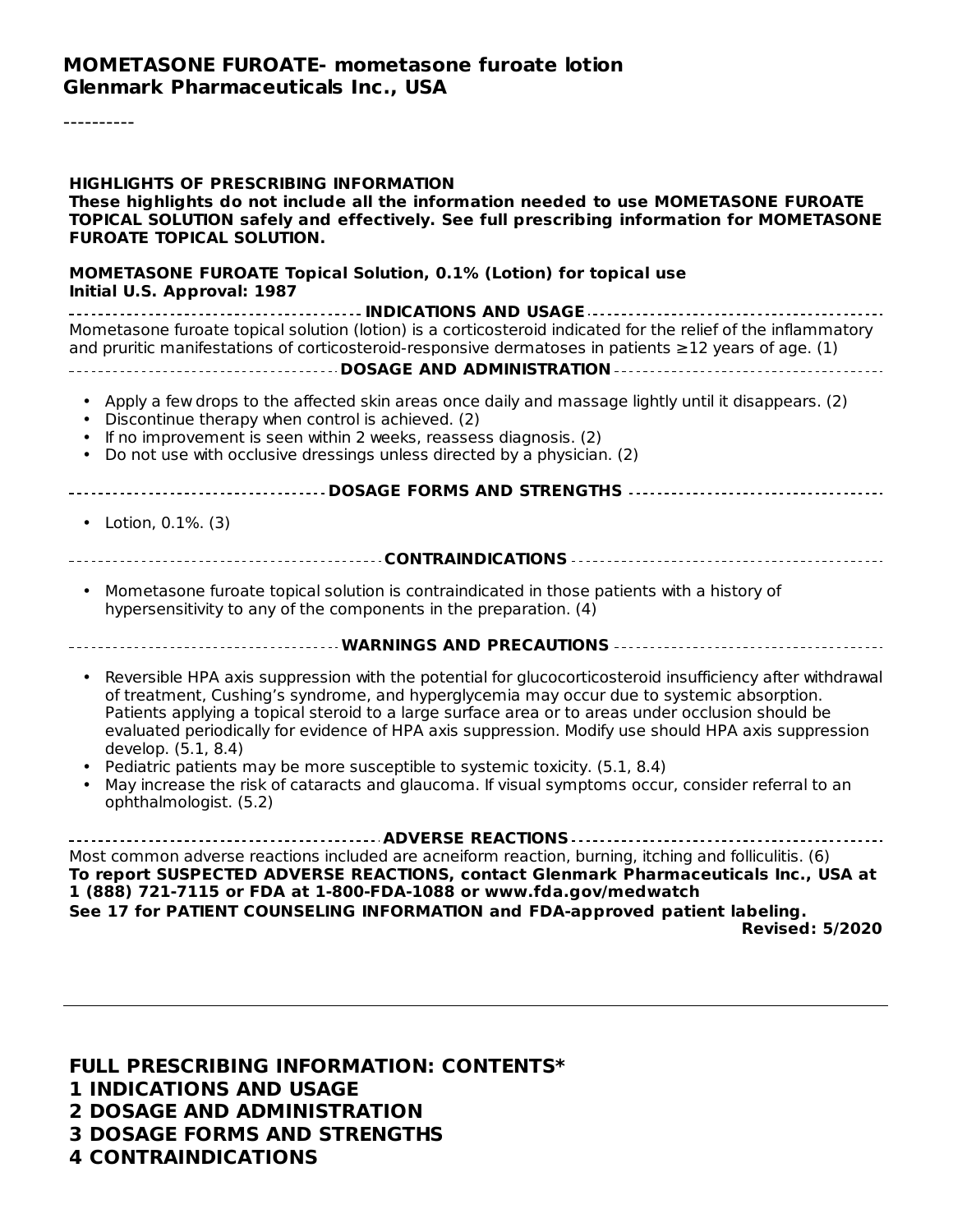**MOMETASONE FUROATE- mometasone furoate lotion**
**Glenmark Pharmaceuticals Inc., USA**

----------

**HIGHLIGHTS OF PRESCRIBING INFORMATION**
**These highlights do not include all the information needed to use MOMETASONE FUROATE TOPICAL SOLUTION safely and effectively. See full prescribing information for MOMETASONE FUROATE TOPICAL SOLUTION.**

**MOMETASONE FUROATE Topical Solution, 0.1% (Lotion) for topical use**
**Initial U.S. Approval: 1987**

**INDICATIONS AND USAGE**

Mometasone furoate topical solution (lotion) is a corticosteroid indicated for the relief of the inflammatory and pruritic manifestations of corticosteroid-responsive dermatoses in patients ≥12 years of age. (1)

**DOSAGE AND ADMINISTRATION**

- Apply a few drops to the affected skin areas once daily and massage lightly until it disappears. (2)
- Discontinue therapy when control is achieved. (2)
- If no improvement is seen within 2 weeks, reassess diagnosis. (2)
- Do not use with occlusive dressings unless directed by a physician. (2)

**DOSAGE FORMS AND STRENGTHS**

- Lotion, 0.1%. (3)

**CONTRAINDICATIONS**

- Mometasone furoate topical solution is contraindicated in those patients with a history of hypersensitivity to any of the components in the preparation. (4)

**WARNINGS AND PRECAUTIONS**

- Reversible HPA axis suppression with the potential for glucocorticosteroid insufficiency after withdrawal of treatment, Cushing's syndrome, and hyperglycemia may occur due to systemic absorption. Patients applying a topical steroid to a large surface area or to areas under occlusion should be evaluated periodically for evidence of HPA axis suppression. Modify use should HPA axis suppression develop. (5.1, 8.4)
- Pediatric patients may be more susceptible to systemic toxicity. (5.1, 8.4)
- May increase the risk of cataracts and glaucoma. If visual symptoms occur, consider referral to an ophthalmologist. (5.2)

**ADVERSE REACTIONS**

Most common adverse reactions included are acneiform reaction, burning, itching and folliculitis. (6)
**To report SUSPECTED ADVERSE REACTIONS, contact Glenmark Pharmaceuticals Inc., USA at 1 (888) 721-7115 or FDA at 1-800-FDA-1088 or www.fda.gov/medwatch**
**See 17 for PATIENT COUNSELING INFORMATION and FDA-approved patient labeling.**

**Revised: 5/2020**

---

**FULL PRESCRIBING INFORMATION: CONTENTS***
**1 INDICATIONS AND USAGE**
**2 DOSAGE AND ADMINISTRATION**
**3 DOSAGE FORMS AND STRENGTHS**
**4 CONTRAINDICATIONS**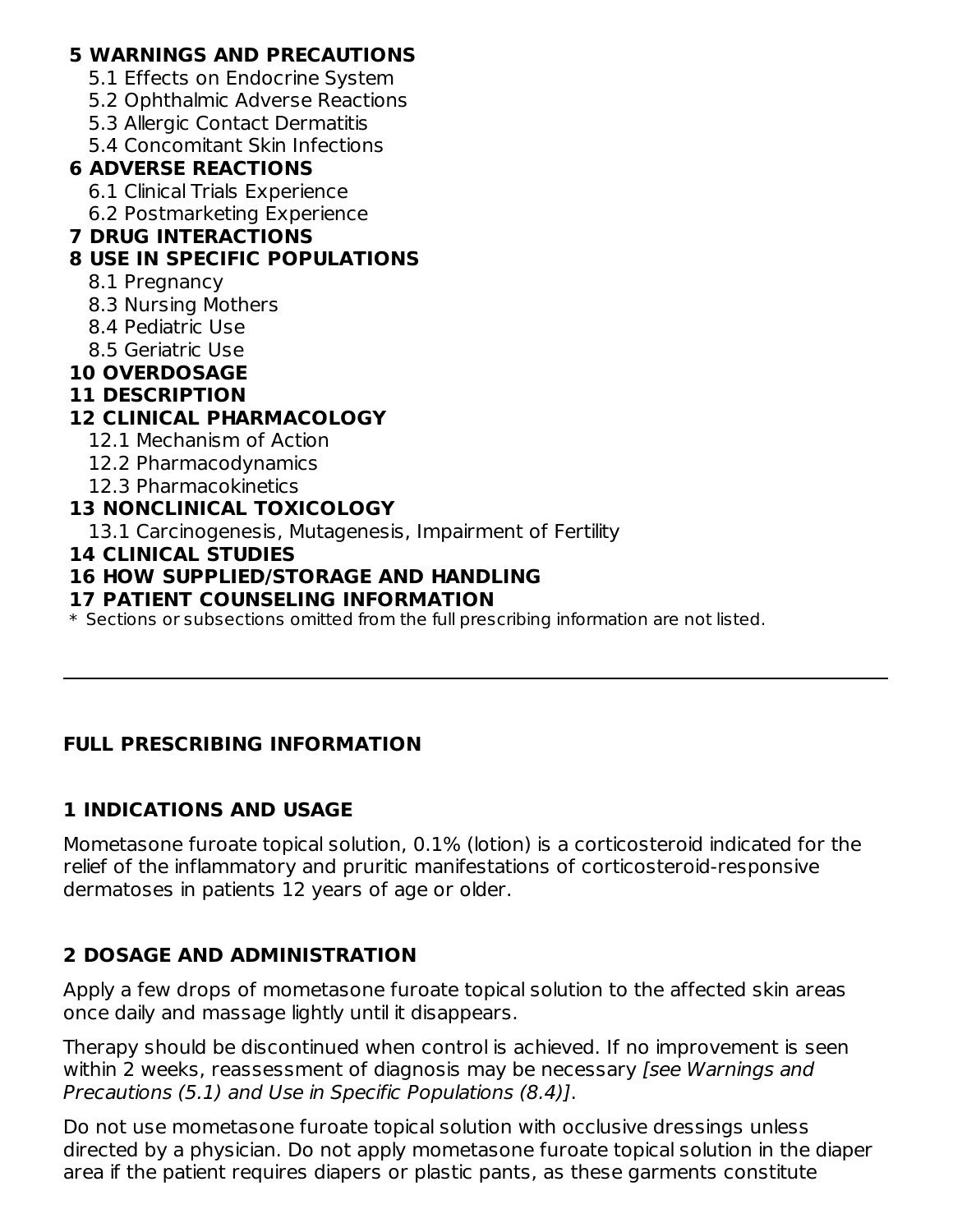**5 WARNINGS AND PRECAUTIONS**

5.1 Effects on Endocrine System

5.2 Ophthalmic Adverse Reactions

5.3 Allergic Contact Dermatitis

5.4 Concomitant Skin Infections

**6 ADVERSE REACTIONS**

6.1 Clinical Trials Experience

6.2 Postmarketing Experience

**7 DRUG INTERACTIONS**

**8 USE IN SPECIFIC POPULATIONS**

8.1 Pregnancy

8.3 Nursing Mothers

8.4 Pediatric Use

8.5 Geriatric Use

**10 OVERDOSAGE**

**11 DESCRIPTION**

**12 CLINICAL PHARMACOLOGY**

12.1 Mechanism of Action

12.2 Pharmacodynamics

12.3 Pharmacokinetics

**13 NONCLINICAL TOXICOLOGY**

13.1 Carcinogenesis, Mutagenesis, Impairment of Fertility

**14 CLINICAL STUDIES**

**16 HOW SUPPLIED/STORAGE AND HANDLING**

**17 PATIENT COUNSELING INFORMATION**

\* Sections or subsections omitted from the full prescribing information are not listed.

---

## FULL PRESCRIBING INFORMATION

## 1 INDICATIONS AND USAGE

Mometasone furoate topical solution, 0.1% (lotion) is a corticosteroid indicated for the relief of the inflammatory and pruritic manifestations of corticosteroid-responsive dermatoses in patients 12 years of age or older.

## 2 DOSAGE AND ADMINISTRATION

Apply a few drops of mometasone furoate topical solution to the affected skin areas once daily and massage lightly until it disappears.

Therapy should be discontinued when control is achieved. If no improvement is seen within 2 weeks, reassessment of diagnosis may be necessary *[see Warnings and Precautions (5.1) and Use in Specific Populations (8.4)]*.

Do not use mometasone furoate topical solution with occlusive dressings unless directed by a physician. Do not apply mometasone furoate topical solution in the diaper area if the patient requires diapers or plastic pants, as these garments constitute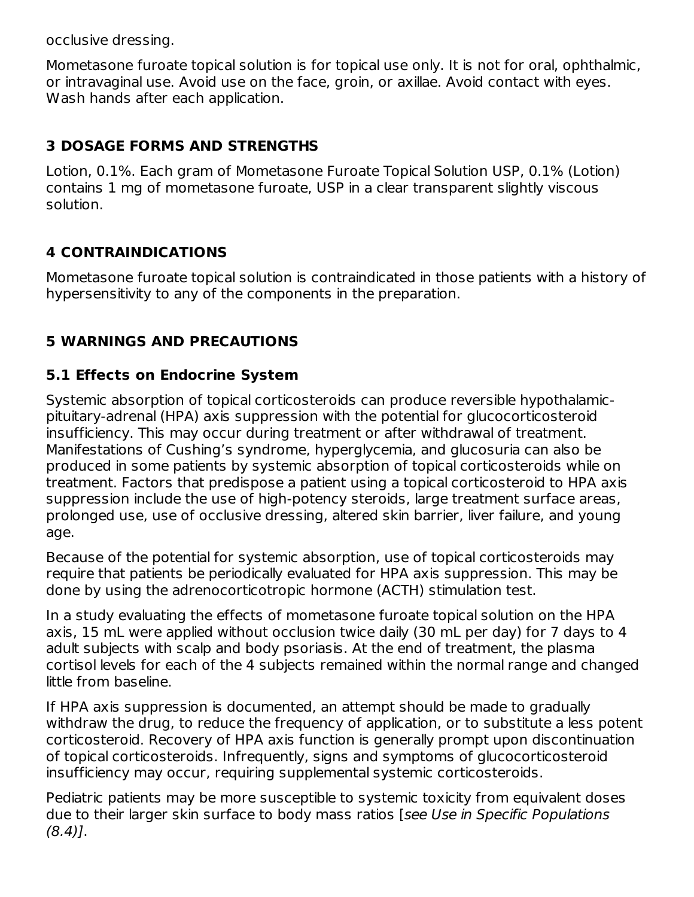occlusive dressing.

Mometasone furoate topical solution is for topical use only. It is not for oral, ophthalmic, or intravaginal use. Avoid use on the face, groin, or axillae. Avoid contact with eyes. Wash hands after each application.

## 3 DOSAGE FORMS AND STRENGTHS

Lotion, 0.1%. Each gram of Mometasone Furoate Topical Solution USP, 0.1% (Lotion) contains 1 mg of mometasone furoate, USP in a clear transparent slightly viscous solution.

## 4 CONTRAINDICATIONS

Mometasone furoate topical solution is contraindicated in those patients with a history of hypersensitivity to any of the components in the preparation.

## 5 WARNINGS AND PRECAUTIONS

### 5.1 Effects on Endocrine System

Systemic absorption of topical corticosteroids can produce reversible hypothalamic-pituitary-adrenal (HPA) axis suppression with the potential for glucocorticosteroid insufficiency. This may occur during treatment or after withdrawal of treatment. Manifestations of Cushing's syndrome, hyperglycemia, and glucosuria can also be produced in some patients by systemic absorption of topical corticosteroids while on treatment. Factors that predispose a patient using a topical corticosteroid to HPA axis suppression include the use of high-potency steroids, large treatment surface areas, prolonged use, use of occlusive dressing, altered skin barrier, liver failure, and young age.

Because of the potential for systemic absorption, use of topical corticosteroids may require that patients be periodically evaluated for HPA axis suppression. This may be done by using the adrenocorticotropic hormone (ACTH) stimulation test.

In a study evaluating the effects of mometasone furoate topical solution on the HPA axis, 15 mL were applied without occlusion twice daily (30 mL per day) for 7 days to 4 adult subjects with scalp and body psoriasis. At the end of treatment, the plasma cortisol levels for each of the 4 subjects remained within the normal range and changed little from baseline.

If HPA axis suppression is documented, an attempt should be made to gradually withdraw the drug, to reduce the frequency of application, or to substitute a less potent corticosteroid. Recovery of HPA axis function is generally prompt upon discontinuation of topical corticosteroids. Infrequently, signs and symptoms of glucocorticosteroid insufficiency may occur, requiring supplemental systemic corticosteroids.

Pediatric patients may be more susceptible to systemic toxicity from equivalent doses due to their larger skin surface to body mass ratios [*see Use in Specific Populations (8.4)*].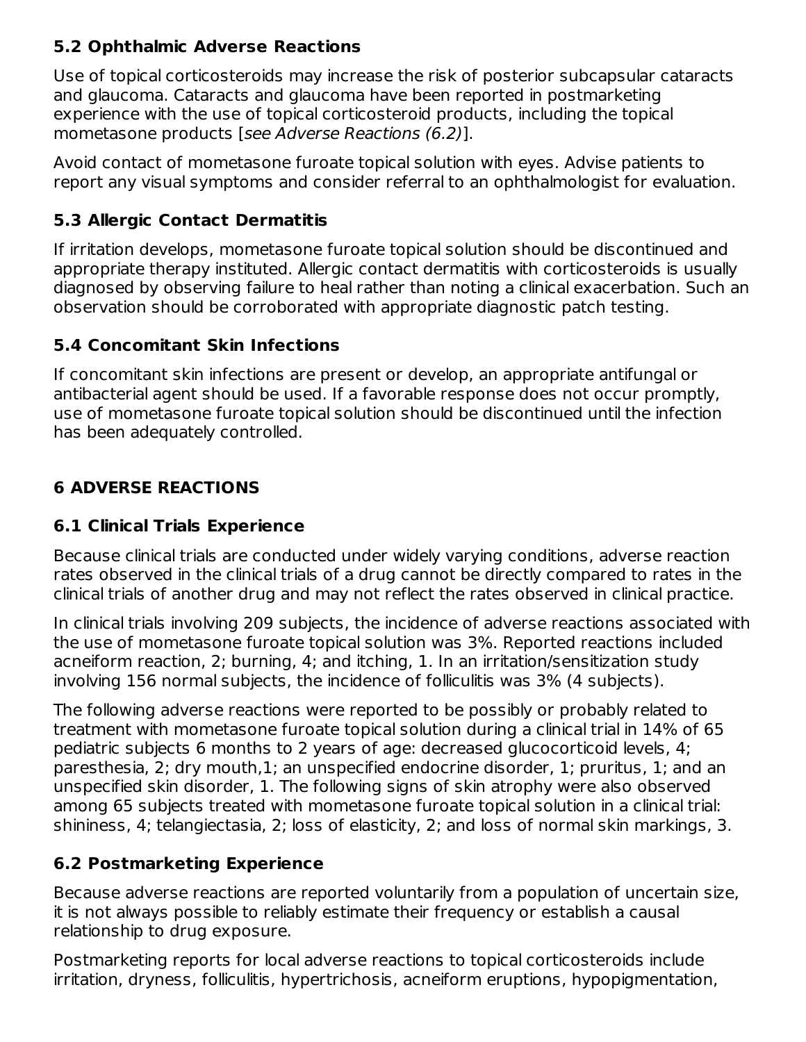### 5.2 Ophthalmic Adverse Reactions

Use of topical corticosteroids may increase the risk of posterior subcapsular cataracts and glaucoma. Cataracts and glaucoma have been reported in postmarketing experience with the use of topical corticosteroid products, including the topical mometasone products [*see Adverse Reactions (6.2)*].

Avoid contact of mometasone furoate topical solution with eyes. Advise patients to report any visual symptoms and consider referral to an ophthalmologist for evaluation.

### 5.3 Allergic Contact Dermatitis

If irritation develops, mometasone furoate topical solution should be discontinued and appropriate therapy instituted. Allergic contact dermatitis with corticosteroids is usually diagnosed by observing failure to heal rather than noting a clinical exacerbation. Such an observation should be corroborated with appropriate diagnostic patch testing.

### 5.4 Concomitant Skin Infections

If concomitant skin infections are present or develop, an appropriate antifungal or antibacterial agent should be used. If a favorable response does not occur promptly, use of mometasone furoate topical solution should be discontinued until the infection has been adequately controlled.

## 6 ADVERSE REACTIONS

### 6.1 Clinical Trials Experience

Because clinical trials are conducted under widely varying conditions, adverse reaction rates observed in the clinical trials of a drug cannot be directly compared to rates in the clinical trials of another drug and may not reflect the rates observed in clinical practice.

In clinical trials involving 209 subjects, the incidence of adverse reactions associated with the use of mometasone furoate topical solution was 3%. Reported reactions included acneiform reaction, 2; burning, 4; and itching, 1. In an irritation/sensitization study involving 156 normal subjects, the incidence of folliculitis was 3% (4 subjects).

The following adverse reactions were reported to be possibly or probably related to treatment with mometasone furoate topical solution during a clinical trial in 14% of 65 pediatric subjects 6 months to 2 years of age: decreased glucocorticoid levels, 4; paresthesia, 2; dry mouth,1; an unspecified endocrine disorder, 1; pruritus, 1; and an unspecified skin disorder, 1. The following signs of skin atrophy were also observed among 65 subjects treated with mometasone furoate topical solution in a clinical trial: shininess, 4; telangiectasia, 2; loss of elasticity, 2; and loss of normal skin markings, 3.

### 6.2 Postmarketing Experience

Because adverse reactions are reported voluntarily from a population of uncertain size, it is not always possible to reliably estimate their frequency or establish a causal relationship to drug exposure.

Postmarketing reports for local adverse reactions to topical corticosteroids include irritation, dryness, folliculitis, hypertrichosis, acneiform eruptions, hypopigmentation,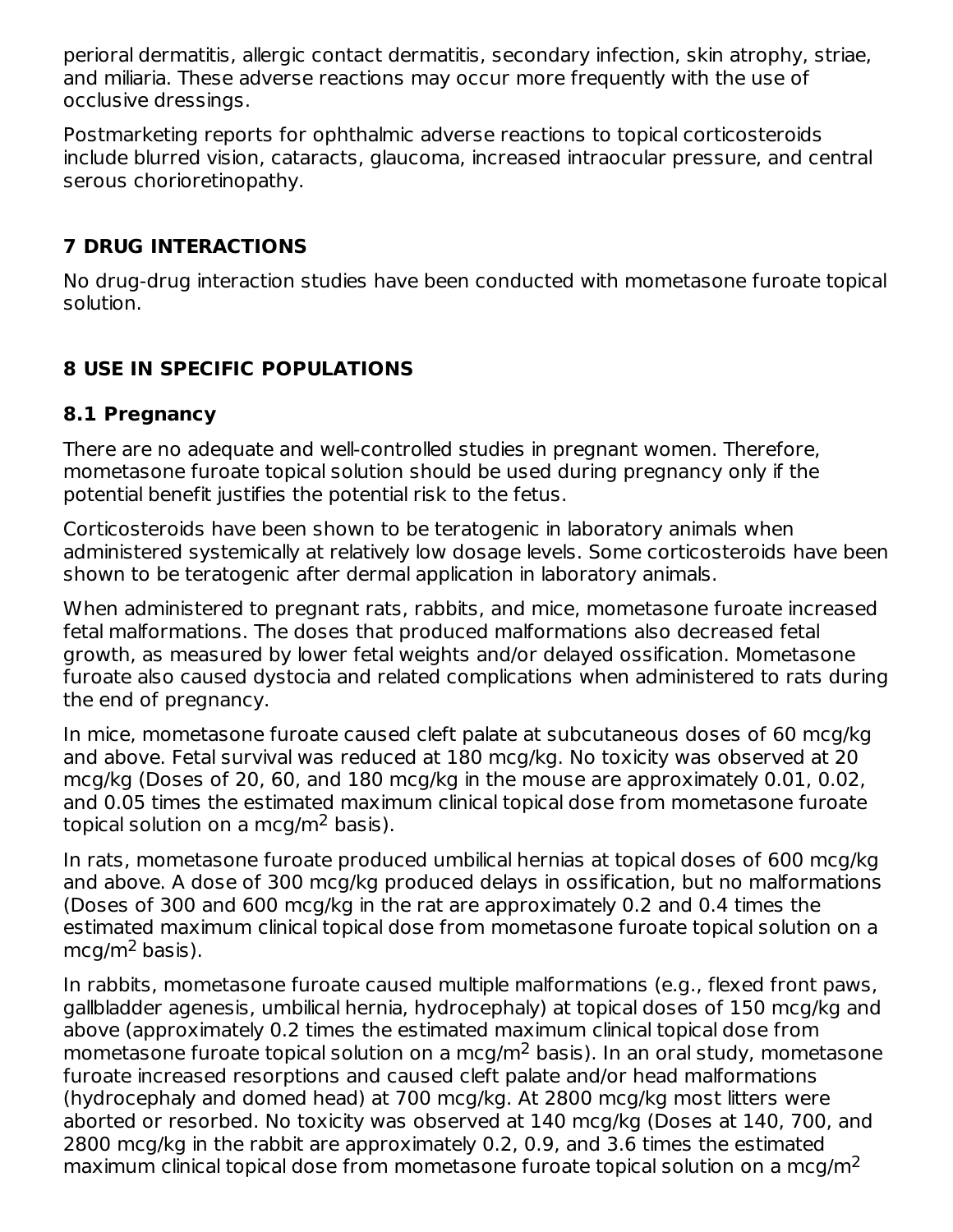perioral dermatitis, allergic contact dermatitis, secondary infection, skin atrophy, striae, and miliaria. These adverse reactions may occur more frequently with the use of occlusive dressings.

Postmarketing reports for ophthalmic adverse reactions to topical corticosteroids include blurred vision, cataracts, glaucoma, increased intraocular pressure, and central serous chorioretinopathy.

## 7 DRUG INTERACTIONS

No drug-drug interaction studies have been conducted with mometasone furoate topical solution.

## 8 USE IN SPECIFIC POPULATIONS

### 8.1 Pregnancy

There are no adequate and well-controlled studies in pregnant women. Therefore, mometasone furoate topical solution should be used during pregnancy only if the potential benefit justifies the potential risk to the fetus.

Corticosteroids have been shown to be teratogenic in laboratory animals when administered systemically at relatively low dosage levels. Some corticosteroids have been shown to be teratogenic after dermal application in laboratory animals.

When administered to pregnant rats, rabbits, and mice, mometasone furoate increased fetal malformations. The doses that produced malformations also decreased fetal growth, as measured by lower fetal weights and/or delayed ossification. Mometasone furoate also caused dystocia and related complications when administered to rats during the end of pregnancy.

In mice, mometasone furoate caused cleft palate at subcutaneous doses of 60 mcg/kg and above. Fetal survival was reduced at 180 mcg/kg. No toxicity was observed at 20 mcg/kg (Doses of 20, 60, and 180 mcg/kg in the mouse are approximately 0.01, 0.02, and 0.05 times the estimated maximum clinical topical dose from mometasone furoate topical solution on a mcg/$m^2$ basis).

In rats, mometasone furoate produced umbilical hernias at topical doses of 600 mcg/kg and above. A dose of 300 mcg/kg produced delays in ossification, but no malformations (Doses of 300 and 600 mcg/kg in the rat are approximately 0.2 and 0.4 times the estimated maximum clinical topical dose from mometasone furoate topical solution on a mcg/$m^2$ basis).

In rabbits, mometasone furoate caused multiple malformations (e.g., flexed front paws, gallbladder agenesis, umbilical hernia, hydrocephaly) at topical doses of 150 mcg/kg and above (approximately 0.2 times the estimated maximum clinical topical dose from mometasone furoate topical solution on a mcg/$m^2$ basis). In an oral study, mometasone furoate increased resorptions and caused cleft palate and/or head malformations (hydrocephaly and domed head) at 700 mcg/kg. At 2800 mcg/kg most litters were aborted or resorbed. No toxicity was observed at 140 mcg/kg (Doses at 140, 700, and 2800 mcg/kg in the rabbit are approximately 0.2, 0.9, and 3.6 times the estimated maximum clinical topical dose from mometasone furoate topical solution on a mcg/$m^2$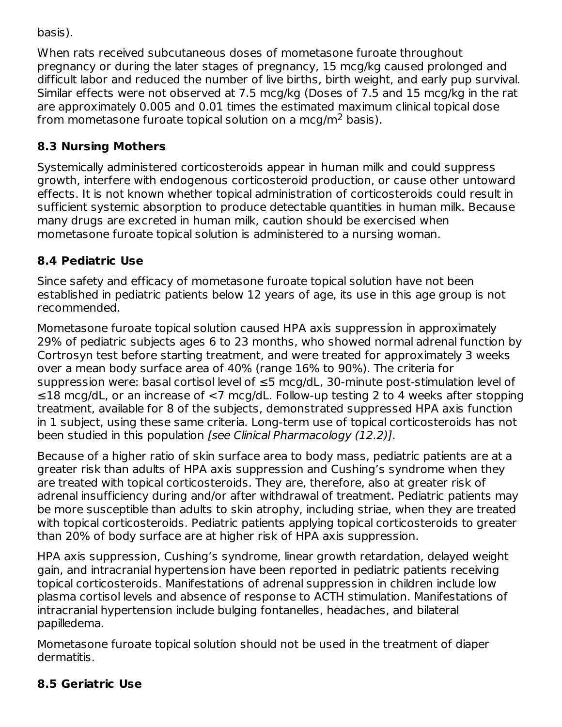basis).

When rats received subcutaneous doses of mometasone furoate throughout pregnancy or during the later stages of pregnancy, 15 mcg/kg caused prolonged and difficult labor and reduced the number of live births, birth weight, and early pup survival. Similar effects were not observed at 7.5 mcg/kg (Doses of 7.5 and 15 mcg/kg in the rat are approximately 0.005 and 0.01 times the estimated maximum clinical topical dose from mometasone furoate topical solution on a mcg/$m^2$ basis).

### 8.3 Nursing Mothers

Systemically administered corticosteroids appear in human milk and could suppress growth, interfere with endogenous corticosteroid production, or cause other untoward effects. It is not known whether topical administration of corticosteroids could result in sufficient systemic absorption to produce detectable quantities in human milk. Because many drugs are excreted in human milk, caution should be exercised when mometasone furoate topical solution is administered to a nursing woman.

### 8.4 Pediatric Use

Since safety and efficacy of mometasone furoate topical solution have not been established in pediatric patients below 12 years of age, its use in this age group is not recommended.

Mometasone furoate topical solution caused HPA axis suppression in approximately 29% of pediatric subjects ages 6 to 23 months, who showed normal adrenal function by Cortrosyn test before starting treatment, and were treated for approximately 3 weeks over a mean body surface area of 40% (range 16% to 90%). The criteria for suppression were: basal cortisol level of ≤5 mcg/dL, 30-minute post-stimulation level of ≤18 mcg/dL, or an increase of <7 mcg/dL. Follow-up testing 2 to 4 weeks after stopping treatment, available for 8 of the subjects, demonstrated suppressed HPA axis function in 1 subject, using these same criteria. Long-term use of topical corticosteroids has not been studied in this population *[see Clinical Pharmacology (12.2)]*.

Because of a higher ratio of skin surface area to body mass, pediatric patients are at a greater risk than adults of HPA axis suppression and Cushing's syndrome when they are treated with topical corticosteroids. They are, therefore, also at greater risk of adrenal insufficiency during and/or after withdrawal of treatment. Pediatric patients may be more susceptible than adults to skin atrophy, including striae, when they are treated with topical corticosteroids. Pediatric patients applying topical corticosteroids to greater than 20% of body surface are at higher risk of HPA axis suppression.

HPA axis suppression, Cushing's syndrome, linear growth retardation, delayed weight gain, and intracranial hypertension have been reported in pediatric patients receiving topical corticosteroids. Manifestations of adrenal suppression in children include low plasma cortisol levels and absence of response to ACTH stimulation. Manifestations of intracranial hypertension include bulging fontanelles, headaches, and bilateral papilledema.

Mometasone furoate topical solution should not be used in the treatment of diaper dermatitis.

### 8.5 Geriatric Use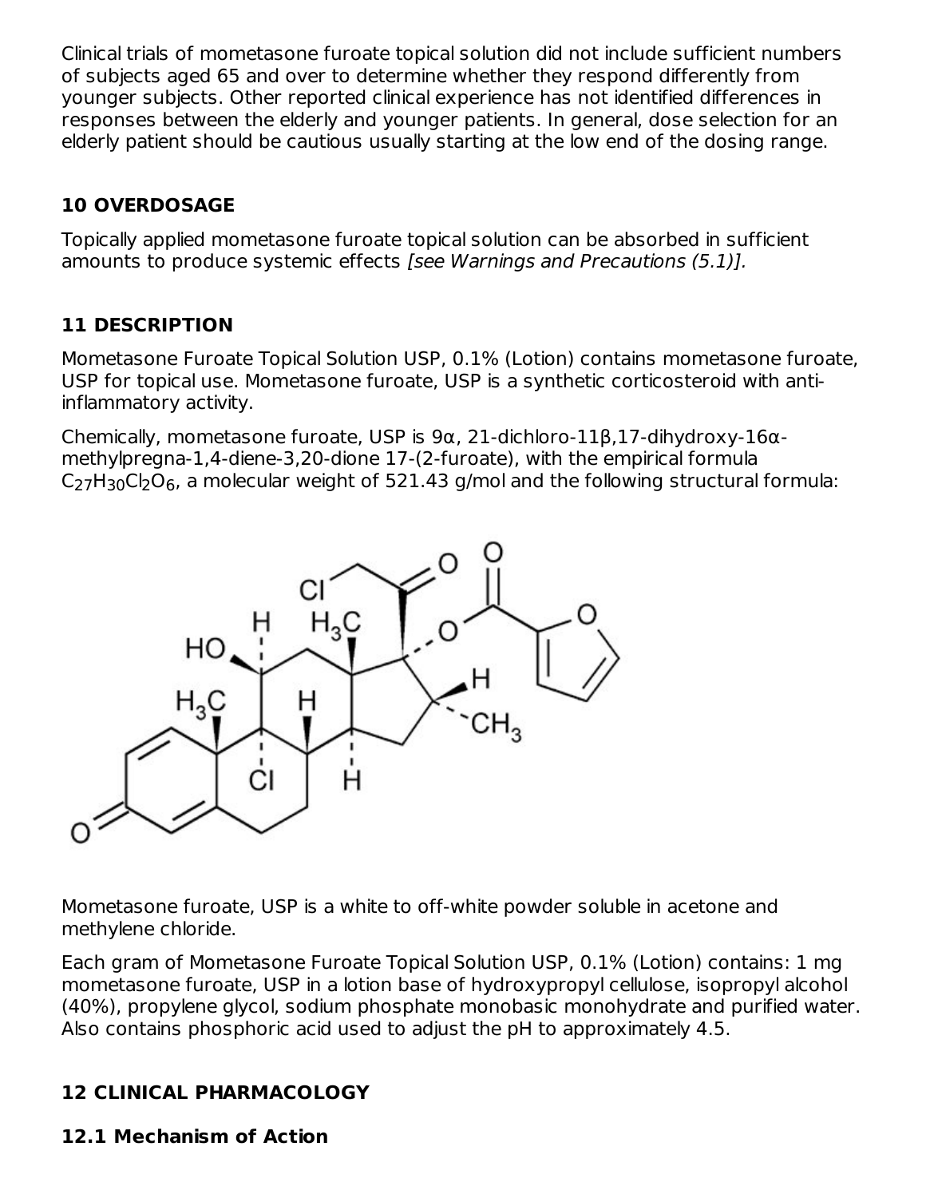Clinical trials of mometasone furoate topical solution did not include sufficient numbers of subjects aged 65 and over to determine whether they respond differently from younger subjects. Other reported clinical experience has not identified differences in responses between the elderly and younger patients. In general, dose selection for an elderly patient should be cautious usually starting at the low end of the dosing range.

## 10 OVERDOSAGE

Topically applied mometasone furoate topical solution can be absorbed in sufficient amounts to produce systemic effects *[see Warnings and Precautions (5.1)].*

## 11 DESCRIPTION

Mometasone Furoate Topical Solution USP, 0.1% (Lotion) contains mometasone furoate, USP for topical use. Mometasone furoate, USP is a synthetic corticosteroid with anti-inflammatory activity.

Chemically, mometasone furoate, USP is 9α, 21-dichloro-11β,17-dihydroxy-16α-methylpregna-1,4-diene-3,20-dione 17-(2-furoate), with the empirical formula $C_{27}H_{30}Cl_2O_6$, a molecular weight of 521.43 g/mol and the following structural formula:

Mometasone furoate, USP is a white to off-white powder soluble in acetone and methylene chloride.

Each gram of Mometasone Furoate Topical Solution USP, 0.1% (Lotion) contains: 1 mg mometasone furoate, USP in a lotion base of hydroxypropyl cellulose, isopropyl alcohol (40%), propylene glycol, sodium phosphate monobasic monohydrate and purified water. Also contains phosphoric acid used to adjust the pH to approximately 4.5.

## 12 CLINICAL PHARMACOLOGY

### 12.1 Mechanism of Action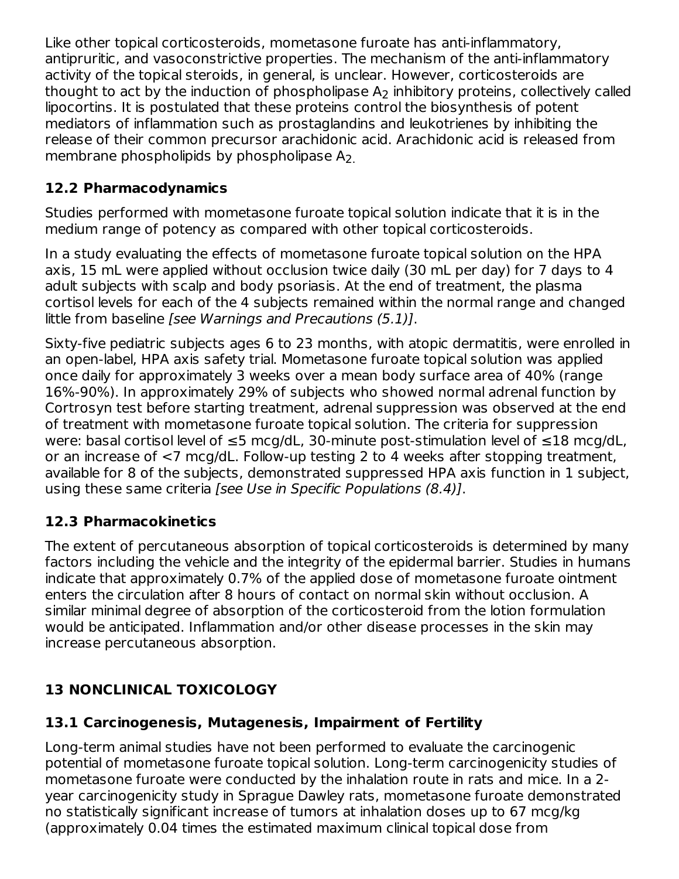Like other topical corticosteroids, mometasone furoate has anti-inflammatory, antipruritic, and vasoconstrictive properties. The mechanism of the anti-inflammatory activity of the topical steroids, in general, is unclear. However, corticosteroids are thought to act by the induction of phospholipase $A_2$ inhibitory proteins, collectively called lipocortins. It is postulated that these proteins control the biosynthesis of potent mediators of inflammation such as prostaglandins and leukotrienes by inhibiting the release of their common precursor arachidonic acid. Arachidonic acid is released from membrane phospholipids by phospholipase $A_2$.

## 12.2 Pharmacodynamics

Studies performed with mometasone furoate topical solution indicate that it is in the medium range of potency as compared with other topical corticosteroids.

In a study evaluating the effects of mometasone furoate topical solution on the HPA axis, 15 mL were applied without occlusion twice daily (30 mL per day) for 7 days to 4 adult subjects with scalp and body psoriasis. At the end of treatment, the plasma cortisol levels for each of the 4 subjects remained within the normal range and changed little from baseline *[see Warnings and Precautions (5.1)]*.

Sixty-five pediatric subjects ages 6 to 23 months, with atopic dermatitis, were enrolled in an open-label, HPA axis safety trial. Mometasone furoate topical solution was applied once daily for approximately 3 weeks over a mean body surface area of 40% (range 16%-90%). In approximately 29% of subjects who showed normal adrenal function by Cortrosyn test before starting treatment, adrenal suppression was observed at the end of treatment with mometasone furoate topical solution. The criteria for suppression were: basal cortisol level of ≤5 mcg/dL, 30-minute post-stimulation level of ≤18 mcg/dL, or an increase of <7 mcg/dL. Follow-up testing 2 to 4 weeks after stopping treatment, available for 8 of the subjects, demonstrated suppressed HPA axis function in 1 subject, using these same criteria *[see Use in Specific Populations (8.4)]*.

## 12.3 Pharmacokinetics

The extent of percutaneous absorption of topical corticosteroids is determined by many factors including the vehicle and the integrity of the epidermal barrier. Studies in humans indicate that approximately 0.7% of the applied dose of mometasone furoate ointment enters the circulation after 8 hours of contact on normal skin without occlusion. A similar minimal degree of absorption of the corticosteroid from the lotion formulation would be anticipated. Inflammation and/or other disease processes in the skin may increase percutaneous absorption.

# 13 NONCLINICAL TOXICOLOGY

## 13.1 Carcinogenesis, Mutagenesis, Impairment of Fertility

Long-term animal studies have not been performed to evaluate the carcinogenic potential of mometasone furoate topical solution. Long-term carcinogenicity studies of mometasone furoate were conducted by the inhalation route in rats and mice. In a 2-year carcinogenicity study in Sprague Dawley rats, mometasone furoate demonstrated no statistically significant increase of tumors at inhalation doses up to 67 mcg/kg (approximately 0.04 times the estimated maximum clinical topical dose from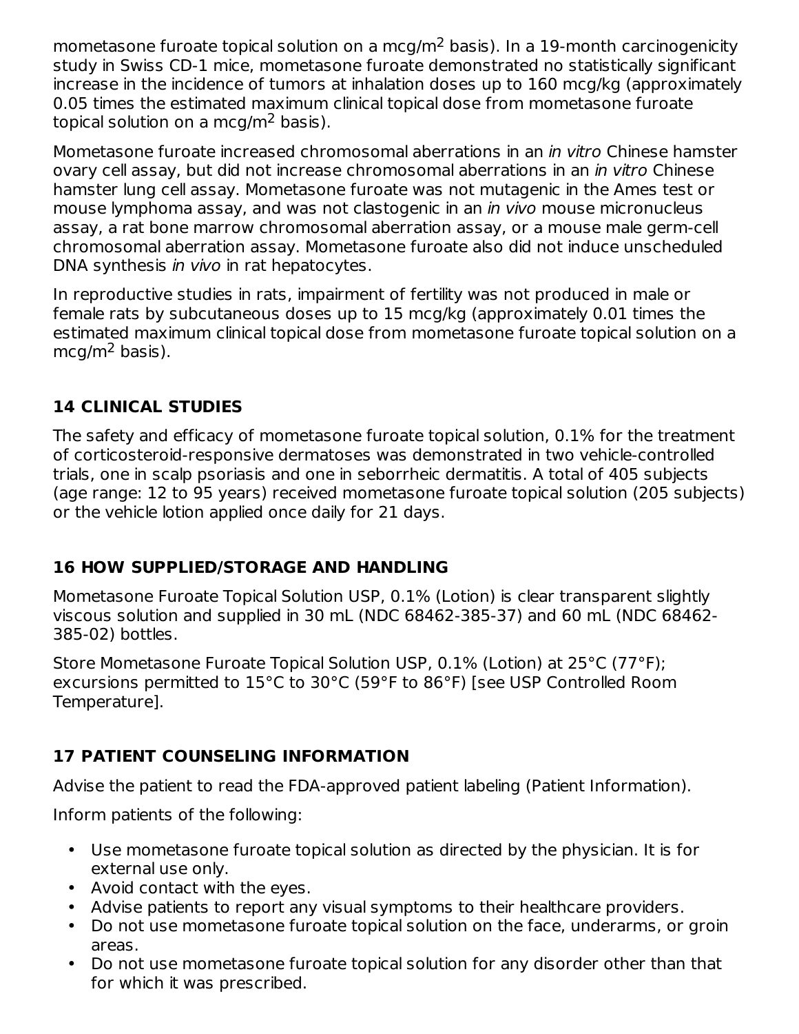mometasone furoate topical solution on a mcg/m$^2$ basis). In a 19-month carcinogenicity study in Swiss CD-1 mice, mometasone furoate demonstrated no statistically significant increase in the incidence of tumors at inhalation doses up to 160 mcg/kg (approximately 0.05 times the estimated maximum clinical topical dose from mometasone furoate topical solution on a mcg/m$^2$ basis).

Mometasone furoate increased chromosomal aberrations in an *in vitro* Chinese hamster ovary cell assay, but did not increase chromosomal aberrations in an *in vitro* Chinese hamster lung cell assay. Mometasone furoate was not mutagenic in the Ames test or mouse lymphoma assay, and was not clastogenic in an *in vivo* mouse micronucleus assay, a rat bone marrow chromosomal aberration assay, or a mouse male germ-cell chromosomal aberration assay. Mometasone furoate also did not induce unscheduled DNA synthesis *in vivo* in rat hepatocytes.

In reproductive studies in rats, impairment of fertility was not produced in male or female rats by subcutaneous doses up to 15 mcg/kg (approximately 0.01 times the estimated maximum clinical topical dose from mometasone furoate topical solution on a mcg/m$^2$ basis).

## 14 CLINICAL STUDIES

The safety and efficacy of mometasone furoate topical solution, 0.1% for the treatment of corticosteroid-responsive dermatoses was demonstrated in two vehicle-controlled trials, one in scalp psoriasis and one in seborrheic dermatitis. A total of 405 subjects (age range: 12 to 95 years) received mometasone furoate topical solution (205 subjects) or the vehicle lotion applied once daily for 21 days.

## 16 HOW SUPPLIED/STORAGE AND HANDLING

Mometasone Furoate Topical Solution USP, 0.1% (Lotion) is clear transparent slightly viscous solution and supplied in 30 mL (NDC 68462-385-37) and 60 mL (NDC 68462-385-02) bottles.

Store Mometasone Furoate Topical Solution USP, 0.1% (Lotion) at 25°C (77°F); excursions permitted to 15°C to 30°C (59°F to 86°F) [see USP Controlled Room Temperature].

## 17 PATIENT COUNSELING INFORMATION

Advise the patient to read the FDA-approved patient labeling (Patient Information).

Inform patients of the following:

- Use mometasone furoate topical solution as directed by the physician. It is for external use only.
- Avoid contact with the eyes.
- Advise patients to report any visual symptoms to their healthcare providers.
- Do not use mometasone furoate topical solution on the face, underarms, or groin areas.
- Do not use mometasone furoate topical solution for any disorder other than that for which it was prescribed.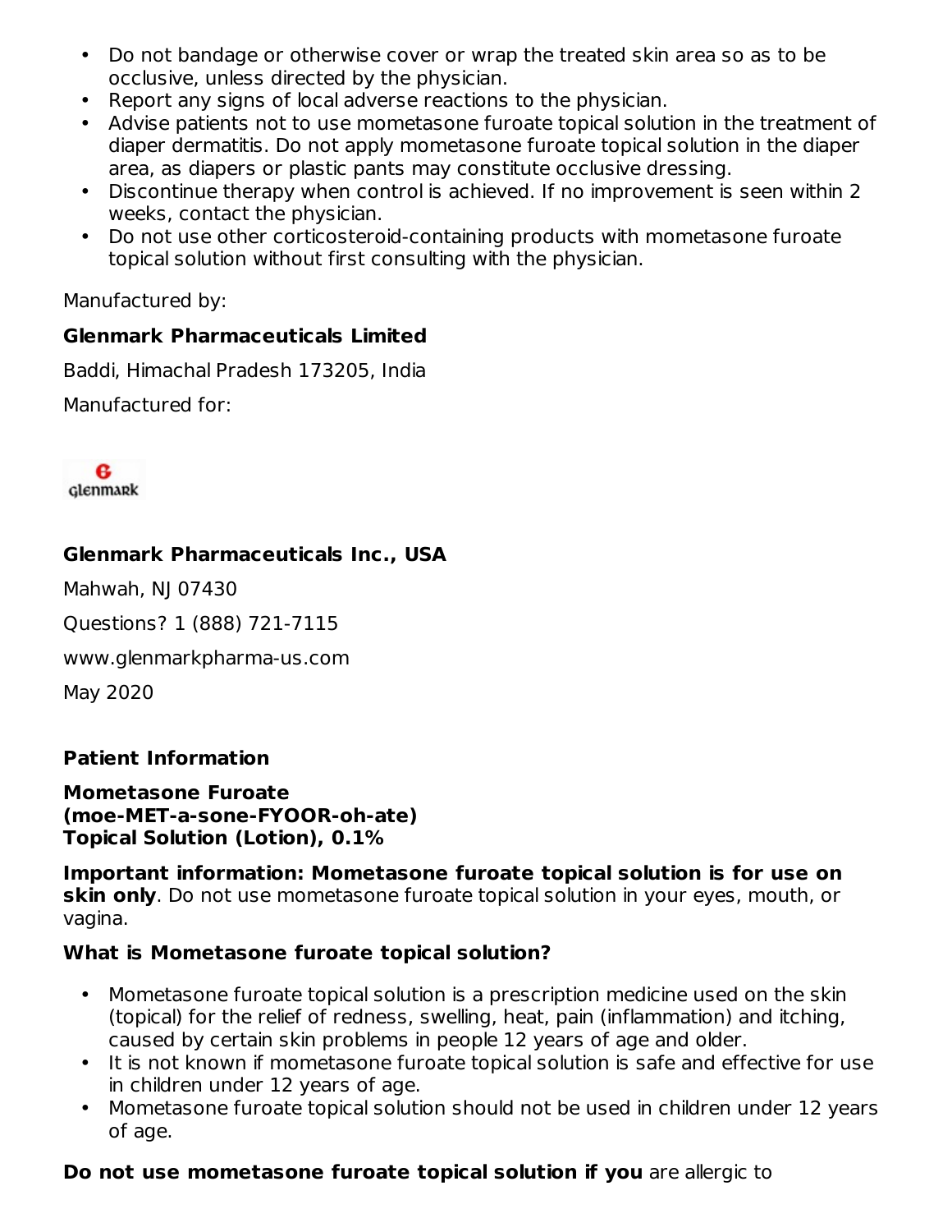- Do not bandage or otherwise cover or wrap the treated skin area so as to be occlusive, unless directed by the physician.
- Report any signs of local adverse reactions to the physician.
- Advise patients not to use mometasone furoate topical solution in the treatment of diaper dermatitis. Do not apply mometasone furoate topical solution in the diaper area, as diapers or plastic pants may constitute occlusive dressing.
- Discontinue therapy when control is achieved. If no improvement is seen within 2 weeks, contact the physician.
- Do not use other corticosteroid-containing products with mometasone furoate topical solution without first consulting with the physician.

Manufactured by:

**Glenmark Pharmaceuticals Limited**

Baddi, Himachal Pradesh 173205, India

Manufactured for:

Glenmark

**Glenmark Pharmaceuticals Inc., USA**

Mahwah, NJ 07430

Questions? 1 (888) 721-7115

www.glenmarkpharma-us.com

May 2020

**Patient Information**

**Mometasone Furoate**
**(moe-MET-a-sone-FYOOR-oh-ate)**
**Topical Solution (Lotion), 0.1%**

**Important information: Mometasone furoate topical solution is for use on skin only**. Do not use mometasone furoate topical solution in your eyes, mouth, or vagina.

**What is Mometasone furoate topical solution?**

- Mometasone furoate topical solution is a prescription medicine used on the skin (topical) for the relief of redness, swelling, heat, pain (inflammation) and itching, caused by certain skin problems in people 12 years of age and older.
- It is not known if mometasone furoate topical solution is safe and effective for use in children under 12 years of age.
- Mometasone furoate topical solution should not be used in children under 12 years of age.

**Do not use mometasone furoate topical solution if you** are allergic to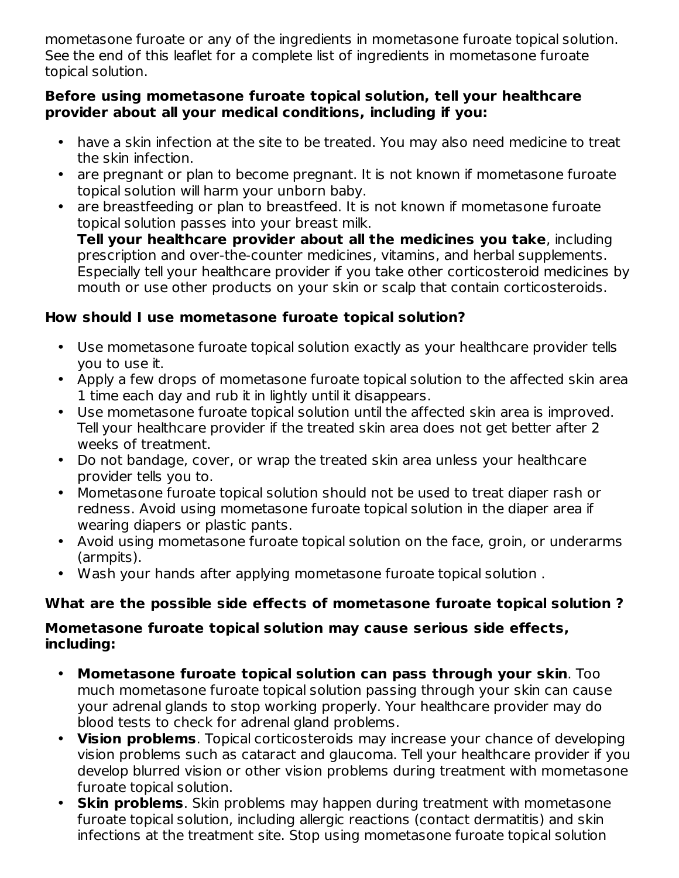mometasone furoate or any of the ingredients in mometasone furoate topical solution. See the end of this leaflet for a complete list of ingredients in mometasone furoate topical solution.

**Before using mometasone furoate topical solution, tell your healthcare provider about all your medical conditions, including if you:**

- have a skin infection at the site to be treated. You may also need medicine to treat the skin infection.
- are pregnant or plan to become pregnant. It is not known if mometasone furoate topical solution will harm your unborn baby.
- are breastfeeding or plan to breastfeed. It is not known if mometasone furoate topical solution passes into your breast milk.
  **Tell your healthcare provider about all the medicines you take**, including prescription and over-the-counter medicines, vitamins, and herbal supplements. Especially tell your healthcare provider if you take other corticosteroid medicines by mouth or use other products on your skin or scalp that contain corticosteroids.

**How should I use mometasone furoate topical solution?**

- Use mometasone furoate topical solution exactly as your healthcare provider tells you to use it.
- Apply a few drops of mometasone furoate topical solution to the affected skin area 1 time each day and rub it in lightly until it disappears.
- Use mometasone furoate topical solution until the affected skin area is improved. Tell your healthcare provider if the treated skin area does not get better after 2 weeks of treatment.
- Do not bandage, cover, or wrap the treated skin area unless your healthcare provider tells you to.
- Mometasone furoate topical solution should not be used to treat diaper rash or redness. Avoid using mometasone furoate topical solution in the diaper area if wearing diapers or plastic pants.
- Avoid using mometasone furoate topical solution on the face, groin, or underarms (armpits).
- Wash your hands after applying mometasone furoate topical solution .

**What are the possible side effects of mometasone furoate topical solution ?**

**Mometasone furoate topical solution may cause serious side effects, including:**

- **Mometasone furoate topical solution can pass through your skin**. Too much mometasone furoate topical solution passing through your skin can cause your adrenal glands to stop working properly. Your healthcare provider may do blood tests to check for adrenal gland problems.
- **Vision problems**. Topical corticosteroids may increase your chance of developing vision problems such as cataract and glaucoma. Tell your healthcare provider if you develop blurred vision or other vision problems during treatment with mometasone furoate topical solution.
- **Skin problems**. Skin problems may happen during treatment with mometasone furoate topical solution, including allergic reactions (contact dermatitis) and skin infections at the treatment site. Stop using mometasone furoate topical solution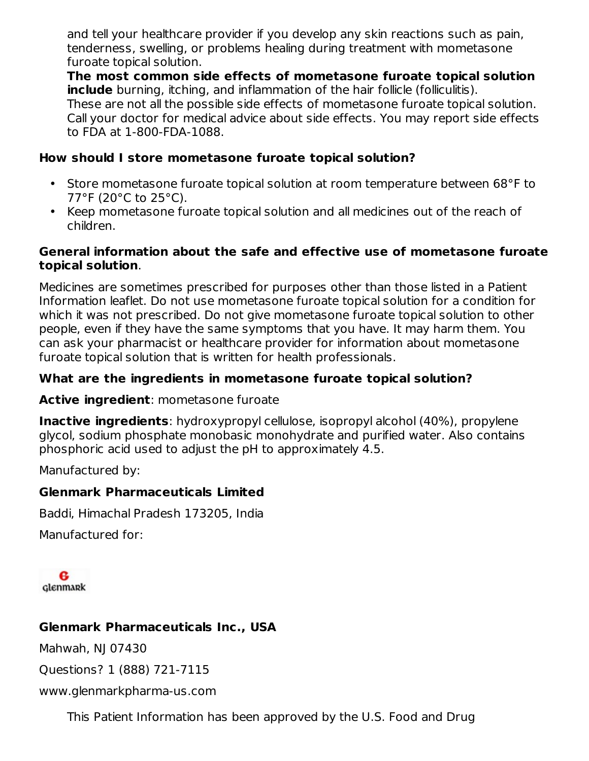and tell your healthcare provider if you develop any skin reactions such as pain, tenderness, swelling, or problems healing during treatment with mometasone furoate topical solution.

**The most common side effects of mometasone furoate topical solution include** burning, itching, and inflammation of the hair follicle (folliculitis).

These are not all the possible side effects of mometasone furoate topical solution. Call your doctor for medical advice about side effects. You may report side effects to FDA at 1-800-FDA-1088.

**How should I store mometasone furoate topical solution?**

- Store mometasone furoate topical solution at room temperature between 68°F to 77°F (20°C to 25°C).
- Keep mometasone furoate topical solution and all medicines out of the reach of children.

**General information about the safe and effective use of mometasone furoate topical solution**.

Medicines are sometimes prescribed for purposes other than those listed in a Patient Information leaflet. Do not use mometasone furoate topical solution for a condition for which it was not prescribed. Do not give mometasone furoate topical solution to other people, even if they have the same symptoms that you have. It may harm them. You can ask your pharmacist or healthcare provider for information about mometasone furoate topical solution that is written for health professionals.

**What are the ingredients in mometasone furoate topical solution?**

**Active ingredient**: mometasone furoate

**Inactive ingredients**: hydroxypropyl cellulose, isopropyl alcohol (40%), propylene glycol, sodium phosphate monobasic monohydrate and purified water. Also contains phosphoric acid used to adjust the pH to approximately 4.5.

Manufactured by:

**Glenmark Pharmaceuticals Limited**

Baddi, Himachal Pradesh 173205, India

Manufactured for:

Glenmark

**Glenmark Pharmaceuticals Inc., USA**

Mahwah, NJ 07430

Questions? 1 (888) 721-7115

www.glenmarkpharma-us.com

This Patient Information has been approved by the U.S. Food and Drug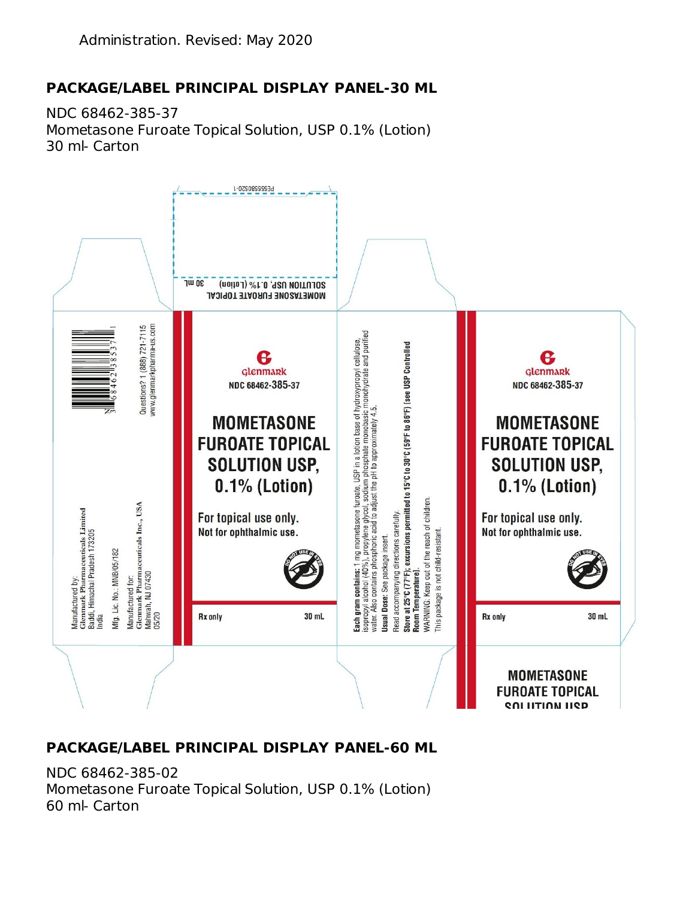Administration. Revised: May 2020

## PACKAGE/LABEL PRINCIPAL DISPLAY PANEL-30 ML

NDC 68462-385-37
Mometasone Furoate Topical Solution, USP 0.1% (Lotion)
30 ml- Carton

PE5558052O-1

MOMETASONE FUROATE TOPICAL SOLUTION USP, 0.1% (Lotion) 30 mL

Manufactured by:
Glenmark Pharmaceuticals Limited
Baddi, Himachal Pradesh 173205
India

Mfg. Lic. No.: MNB/05/182

Manufactured for:
Glenmark Pharmaceuticals Inc., USA
Mahwah, NJ 07430
05/20

Questions? 1 (888) 721-7115
www.glenmarkpharma-us.com

3 68462 38537 1

Glenmark
NDC 68462-385-37

MOMETASONE FUROATE TOPICAL SOLUTION USP, 0.1% (Lotion)

For topical use only.
Not for ophthalmic use.

DO NOT USE IN EYES

Rx only 30 mL

**Each gram contains:** 1 mg mometasone furoate, USP in a lotion base of hydroxypropyl cellulose, isopropyl alcohol (40%), propylene glycol, sodium phosphate monobasic monohydrate and purified water. Also contains phosphoric acid to adjust the pH to approximately 4.5.

**Usual Dose:** See package insert.

Read accompanying directions carefully.

**Store at 25°C (77°F); excursions permitted to 15°C to 30°C (59°F to 86°F) [see USP Controlled Room Temperature].**

WARNING: Keep out of the reach of children.

This package is not child-resistant.

Glenmark
NDC 68462-385-37

MOMETASONE FUROATE TOPICAL SOLUTION USP, 0.1% (Lotion)

For topical use only.
Not for ophthalmic use.

DO NOT USE IN EYES

Rx only 30 mL

MOMETASONE FUROATE TOPICAL SOLUTION USP

## PACKAGE/LABEL PRINCIPAL DISPLAY PANEL-60 ML

NDC 68462-385-02
Mometasone Furoate Topical Solution, USP 0.1% (Lotion)
60 ml- Carton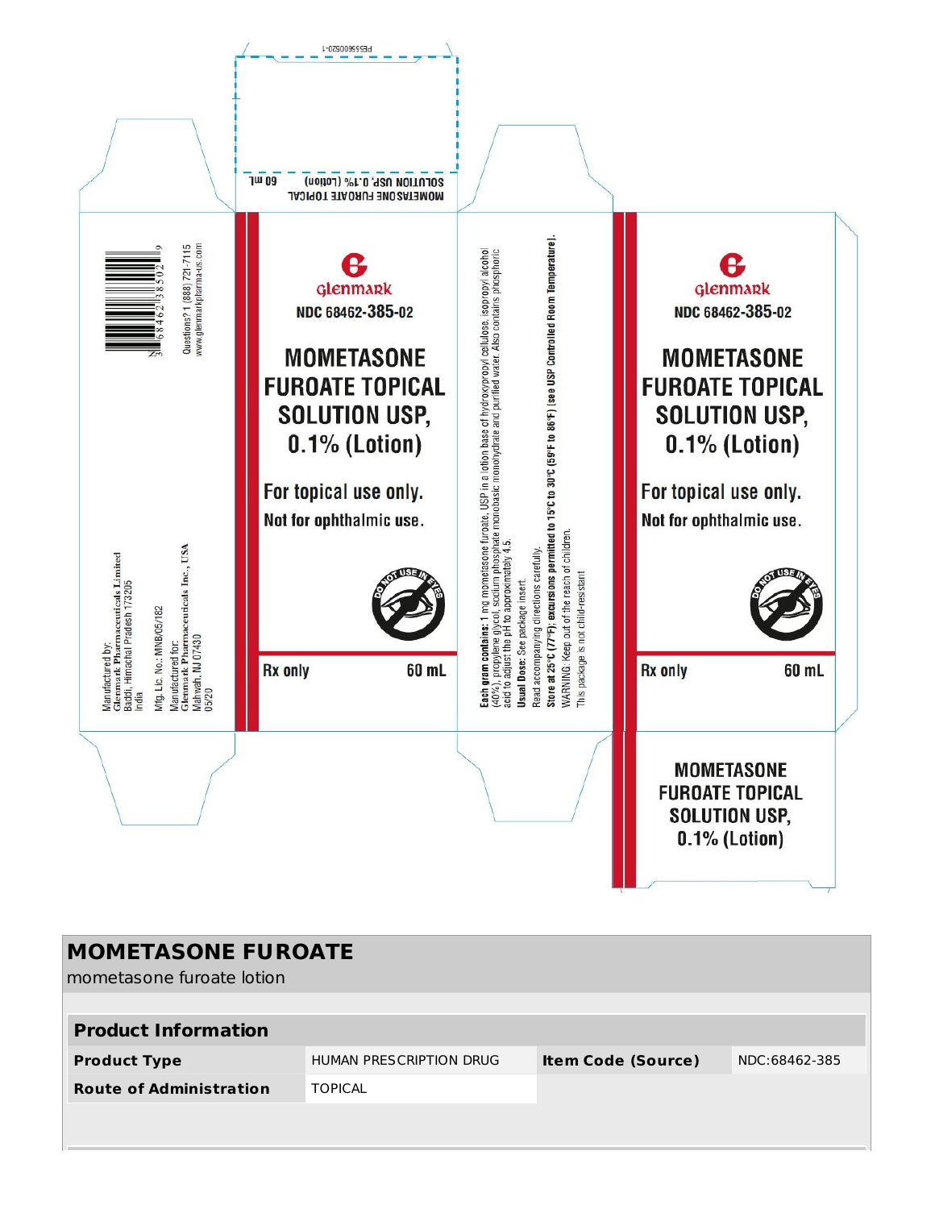PE5560052O-1

MOMETASONE FUROATE TOPICAL SOLUTION USP, 0.1% (Lotion) 60 mL

Manufactured by:
**Glenmark Pharmaceuticals Limited**
Baddi, Himachal Pradesh 173205
India

Mfg. Lic. No.: MNB/05/182

Manufactured for:
**Glenmark Pharmaceuticals Inc., USA**
Mahwah, NJ 07430
05/20

Questions? 1 (888) 721-7115
www.glenmarkpharma-us.com

3 68462 38502 9

Glenmark

NDC 68462-385-02

# MOMETASONE FUROATE TOPICAL SOLUTION USP, 0.1% (Lotion)

**For topical use only.**

**Not for ophthalmic use.**

DO NOT USE IN EYES

Rx only

60 mL

**Each gram contains:** 1 mg mometasone furoate, USP in a lotion base of hydroxypropyl cellulose, isopropyl alcohol (40%), propylene glycol, sodium phosphate monobasic monohydrate and purified water. Also contains phosphoric acid to adjust the pH to approximately 4.5.

**Usual Dose:** See package insert.

Read accompanying directions carefully.

**Store at 25°C (77°F); excursions permitted to 15°C to 30°C (59°F to 86°F) [see USP Controlled Room Temperature].**

WARNING: Keep out of the reach of children.

This package is not child-resistant

Glenmark

NDC 68462-385-02

# MOMETASONE FUROATE TOPICAL SOLUTION USP, 0.1% (Lotion)

**For topical use only.**

**Not for ophthalmic use.**

DO NOT USE IN EYES

Rx only

60 mL

MOMETASONE FUROATE TOPICAL SOLUTION USP, 0.1% (Lotion)

## MOMETASONE FUROATE

mometasone furoate lotion

| Product Information | | | |
|---|---|---|---|
| **Product Type** | HUMAN PRESCRIPTION DRUG | **Item Code (Source)** | NDC:68462-385 |
| **Route of Administration** | TOPICAL | | |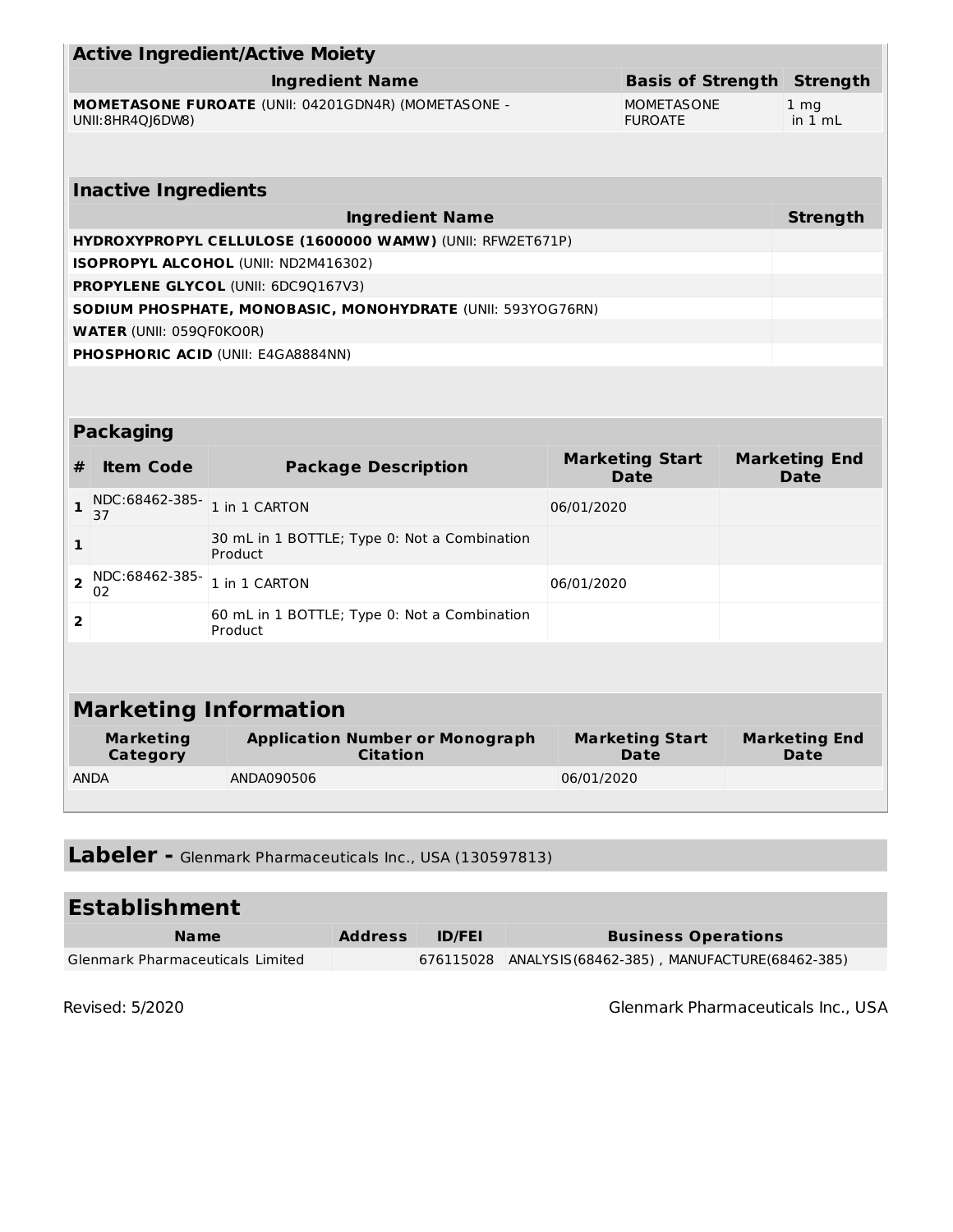| Active Ingredient/Active Moiety | | |
|---|---|---|
| **Ingredient Name** | **Basis of Strength** | **Strength** |
| **MOMETASONE FUROATE** (UNII: 04201GDN4R) (MOMETASONE - UNII:8HR4QJ6DW8) | MOMETASONE FUROATE | 1 mg in 1 mL |

| Inactive Ingredients | |
|---|---|
| **Ingredient Name** | **Strength** |
| **HYDROXYPROPYL CELLULOSE (1600000 WAMW)** (UNII: RFW2ET671P) | |
| **ISOPROPYL ALCOHOL** (UNII: ND2M416302) | |
| **PROPYLENE GLYCOL** (UNII: 6DC9Q167V3) | |
| **SODIUM PHOSPHATE, MONOBASIC, MONOHYDRATE** (UNII: 593YOG76RN) | |
| **WATER** (UNII: 059QF0KO0R) | |
| **PHOSPHORIC ACID** (UNII: E4GA8884NN) | |

| Packaging | | | | |
|---|---|---|---|---|
| **#** | **Item Code** | **Package Description** | **Marketing Start Date** | **Marketing End Date** |
| 1 | NDC:68462-385-37 | 1 in 1 CARTON | 06/01/2020 | |
| 1 | | 30 mL in 1 BOTTLE; Type 0: Not a Combination Product | | |
| 2 | NDC:68462-385-02 | 1 in 1 CARTON | 06/01/2020 | |
| 2 | | 60 mL in 1 BOTTLE; Type 0: Not a Combination Product | | |

| Marketing Information | | | |
|---|---|---|---|
| **Marketing Category** | **Application Number or Monograph Citation** | **Marketing Start Date** | **Marketing End Date** |
| ANDA | ANDA090506 | 06/01/2020 | |

## Labeler - Glenmark Pharmaceuticals Inc., USA (130597813)

## Establishment

| Name | Address | ID/FEI | Business Operations |
|---|---|---|---|
| Glenmark Pharmaceuticals Limited | | 676115028 | ANALYSIS(68462-385) , MANUFACTURE(68462-385) |

Revised: 5/2020

Glenmark Pharmaceuticals Inc., USA